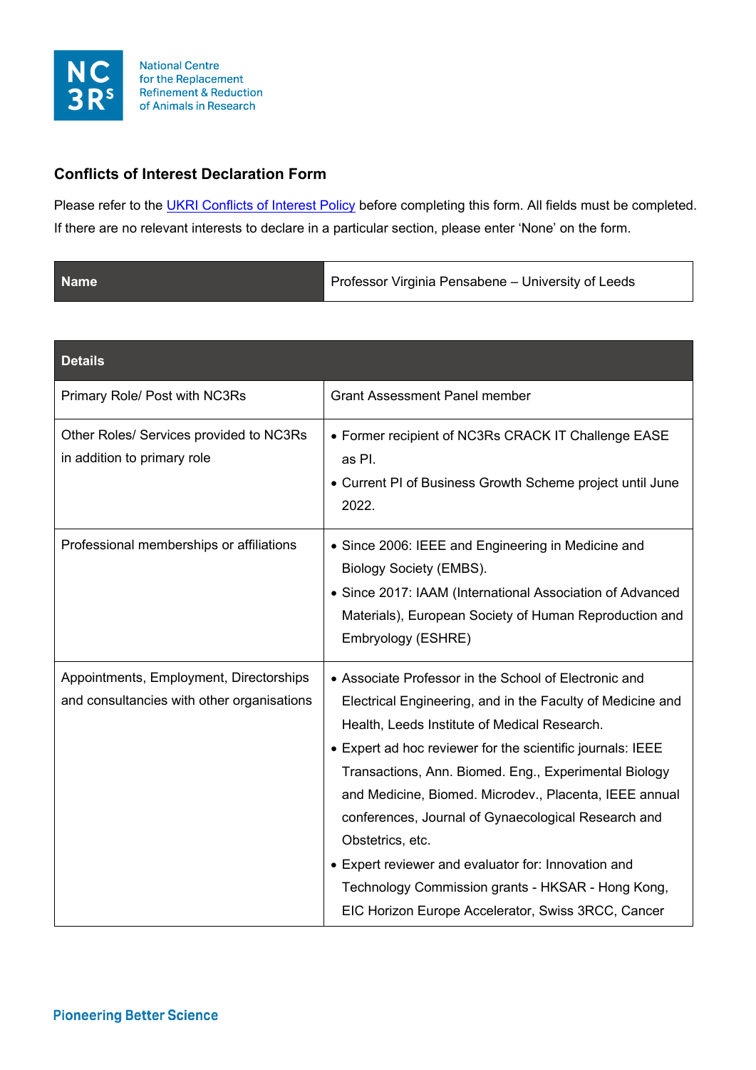## Conflicts of Interest Declaration Form

Please refer to the [UKRI Conflicts of Interest Policy]() before completing this form. All fields must be completed. If there are no relevant interests to declare in a particular section, please enter 'None' on the form.

| **Name** | Professor Virginia Pensabene – University of Leeds |
|---|---|

| **Details** | |
|---|---|
| Primary Role/ Post with NC3Rs | Grant Assessment Panel member |
| Other Roles/ Services provided to NC3Rs in addition to primary role | • Former recipient of NC3Rs CRACK IT Challenge EASE as PI.<br>• Current PI of Business Growth Scheme project until June 2022. |
| Professional memberships or affiliations | • Since 2006: IEEE and Engineering in Medicine and Biology Society (EMBS).<br>• Since 2017: IAAM (International Association of Advanced Materials), European Society of Human Reproduction and Embryology (ESHRE) |
| Appointments, Employment, Directorships and consultancies with other organisations | • Associate Professor in the School of Electronic and Electrical Engineering, and in the Faculty of Medicine and Health, Leeds Institute of Medical Research.<br>• Expert ad hoc reviewer for the scientific journals: IEEE Transactions, Ann. Biomed. Eng., Experimental Biology and Medicine, Biomed. Microdev., Placenta, IEEE annual conferences, Journal of Gynaecological Research and Obstetrics, etc.<br>• Expert reviewer and evaluator for: Innovation and Technology Commission grants - HKSAR - Hong Kong, EIC Horizon Europe Accelerator, Swiss 3RCC, Cancer |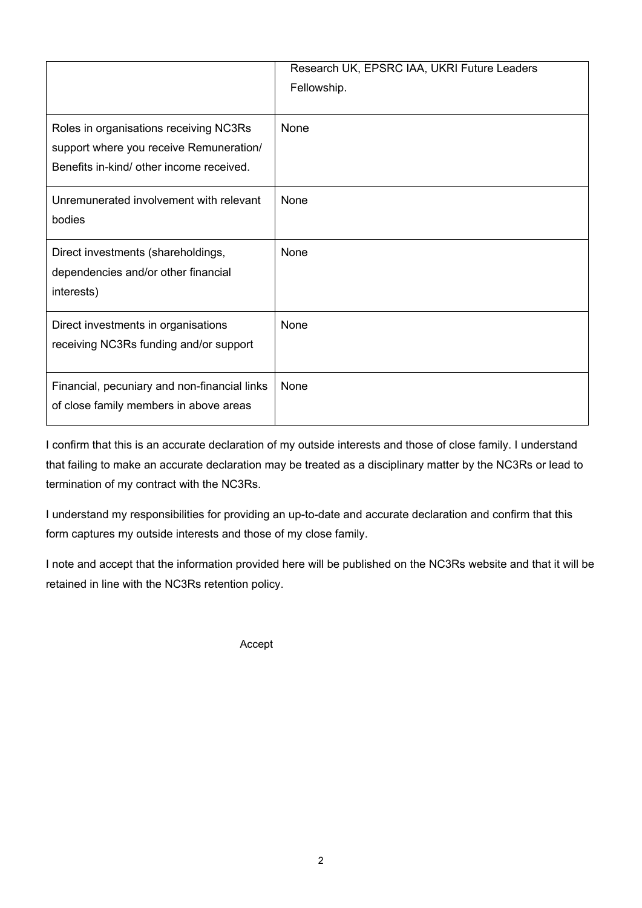| | |
|---|---|
| | Research UK, EPSRC IAA, UKRI Future Leaders Fellowship. |
| Roles in organisations receiving NC3Rs support where you receive Remuneration/ Benefits in-kind/ other income received. | None |
| Unremunerated involvement with relevant bodies | None |
| Direct investments (shareholdings, dependencies and/or other financial interests) | None |
| Direct investments in organisations receiving NC3Rs funding and/or support | None |
| Financial, pecuniary and non-financial links of close family members in above areas | None |

I confirm that this is an accurate declaration of my outside interests and those of close family. I understand that failing to make an accurate declaration may be treated as a disciplinary matter by the NC3Rs or lead to termination of my contract with the NC3Rs.

I understand my responsibilities for providing an up-to-date and accurate declaration and confirm that this form captures my outside interests and those of my close family.

I note and accept that the information provided here will be published on the NC3Rs website and that it will be retained in line with the NC3Rs retention policy.

Accept